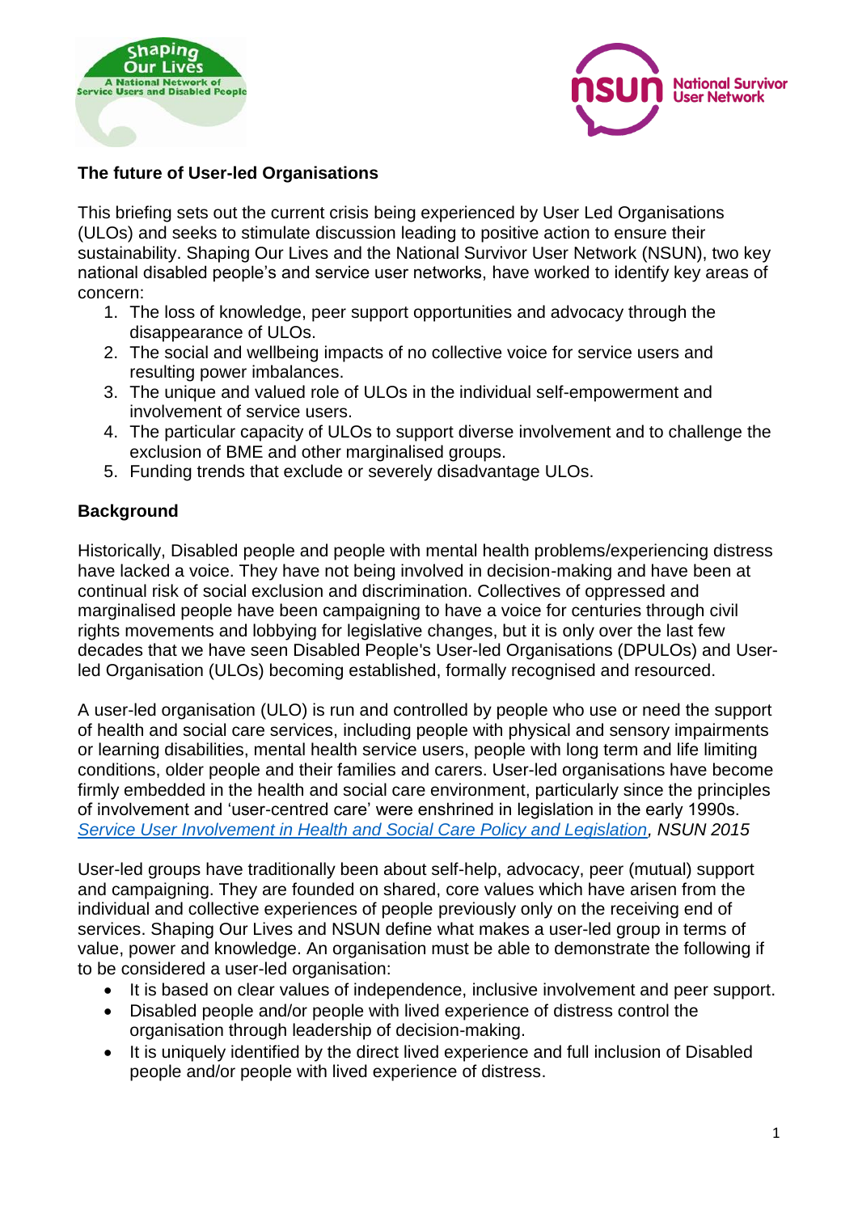## The future of User-led Organisations

This briefing sets out the current crisis being experienced by User Led Organisations (ULOs) and seeks to stimulate discussion leading to positive action to ensure their sustainability. Shaping Our Lives and the National Survivor User Network (NSUN), two key national disabled people's and service user networks, have worked to identify key areas of concern:

1. The loss of knowledge, peer support opportunities and advocacy through the disappearance of ULOs.
2. The social and wellbeing impacts of no collective voice for service users and resulting power imbalances.
3. The unique and valued role of ULOs in the individual self-empowerment and involvement of service users.
4. The particular capacity of ULOs to support diverse involvement and to challenge the exclusion of BME and other marginalised groups.
5. Funding trends that exclude or severely disadvantage ULOs.

### Background

Historically, Disabled people and people with mental health problems/experiencing distress have lacked a voice. They have not being involved in decision-making and have been at continual risk of social exclusion and discrimination. Collectives of oppressed and marginalised people have been campaigning to have a voice for centuries through civil rights movements and lobbying for legislative changes, but it is only over the last few decades that we have seen Disabled People's User-led Organisations (DPULOs) and User-led Organisation (ULOs) becoming established, formally recognised and resourced.

A user-led organisation (ULO) is run and controlled by people who use or need the support of health and social care services, including people with physical and sensory impairments or learning disabilities, mental health service users, people with long term and life limiting conditions, older people and their families and carers. User-led organisations have become firmly embedded in the health and social care environment, particularly since the principles of involvement and 'user-centred care' were enshrined in legislation in the early 1990s. *Service User Involvement in Health and Social Care Policy and Legislation, NSUN 2015*

User-led groups have traditionally been about self-help, advocacy, peer (mutual) support and campaigning. They are founded on shared, core values which have arisen from the individual and collective experiences of people previously only on the receiving end of services. Shaping Our Lives and NSUN define what makes a user-led group in terms of value, power and knowledge. An organisation must be able to demonstrate the following if to be considered a user-led organisation:

- It is based on clear values of independence, inclusive involvement and peer support.
- Disabled people and/or people with lived experience of distress control the organisation through leadership of decision-making.
- It is uniquely identified by the direct lived experience and full inclusion of Disabled people and/or people with lived experience of distress.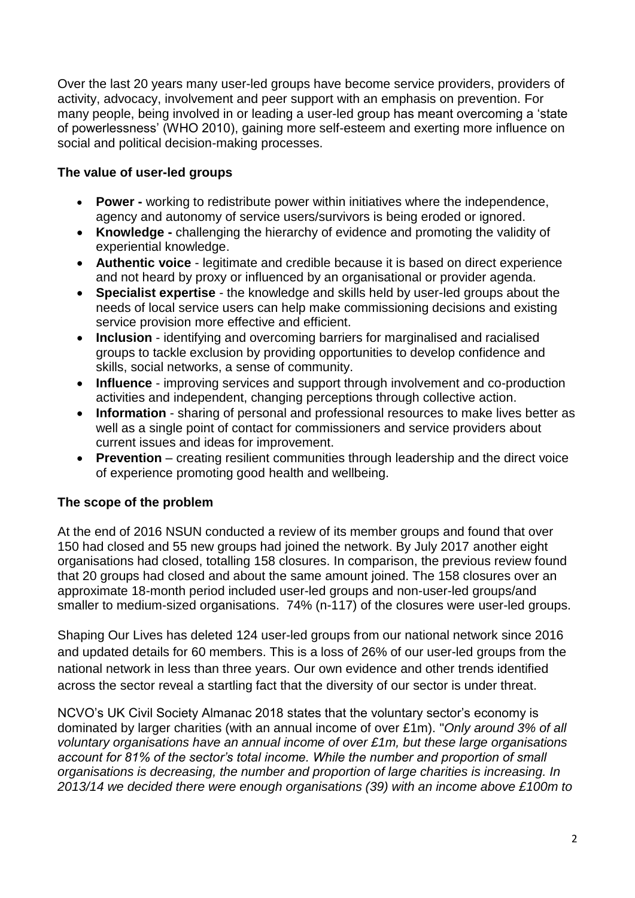Over the last 20 years many user-led groups have become service providers, providers of activity, advocacy, involvement and peer support with an emphasis on prevention. For many people, being involved in or leading a user-led group has meant overcoming a 'state of powerlessness' (WHO 2010), gaining more self-esteem and exerting more influence on social and political decision-making processes.

## The value of user-led groups

- **Power -** working to redistribute power within initiatives where the independence, agency and autonomy of service users/survivors is being eroded or ignored.
- **Knowledge -** challenging the hierarchy of evidence and promoting the validity of experiential knowledge.
- **Authentic voice** - legitimate and credible because it is based on direct experience and not heard by proxy or influenced by an organisational or provider agenda.
- **Specialist expertise** - the knowledge and skills held by user-led groups about the needs of local service users can help make commissioning decisions and existing service provision more effective and efficient.
- **Inclusion** - identifying and overcoming barriers for marginalised and racialised groups to tackle exclusion by providing opportunities to develop confidence and skills, social networks, a sense of community.
- **Influence** - improving services and support through involvement and co-production activities and independent, changing perceptions through collective action.
- **Information** - sharing of personal and professional resources to make lives better as well as a single point of contact for commissioners and service providers about current issues and ideas for improvement.
- **Prevention** – creating resilient communities through leadership and the direct voice of experience promoting good health and wellbeing.

## The scope of the problem

At the end of 2016 NSUN conducted a review of its member groups and found that over 150 had closed and 55 new groups had joined the network. By July 2017 another eight organisations had closed, totalling 158 closures. In comparison, the previous review found that 20 groups had closed and about the same amount joined. The 158 closures over an approximate 18-month period included user-led groups and non-user-led groups/and smaller to medium-sized organisations. 74% (n-117) of the closures were user-led groups.

Shaping Our Lives has deleted 124 user-led groups from our national network since 2016 and updated details for 60 members. This is a loss of 26% of our user-led groups from the national network in less than three years. Our own evidence and other trends identified across the sector reveal a startling fact that the diversity of our sector is under threat.

NCVO's UK Civil Society Almanac 2018 states that the voluntary sector's economy is dominated by larger charities (with an annual income of over £1m). "*Only around 3% of all voluntary organisations have an annual income of over £1m, but these large organisations account for 81% of the sector's total income. While the number and proportion of small organisations is decreasing, the number and proportion of large charities is increasing. In 2013/14 we decided there were enough organisations (39) with an income above £100m to*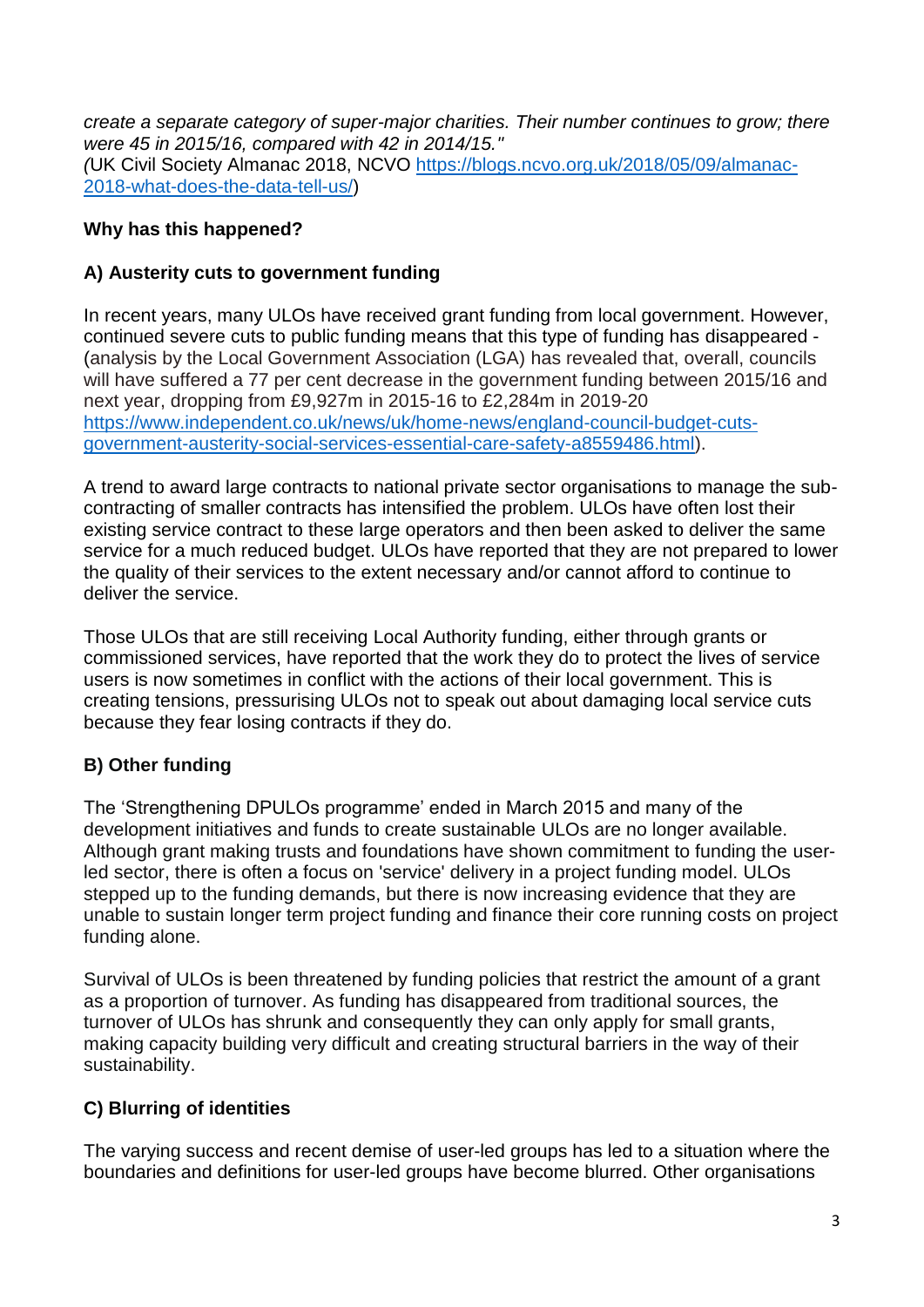*create a separate category of super-major charities. Their number continues to grow; there were 45 in 2015/16, compared with 42 in 2014/15."*
*(*UK Civil Society Almanac 2018, NCVO [https://blogs.ncvo.org.uk/2018/05/09/almanac-2018-what-does-the-data-tell-us/](https://blogs.ncvo.org.uk/2018/05/09/almanac-2018-what-does-the-data-tell-us/))

**Why has this happened?**

**A) Austerity cuts to government funding**

In recent years, many ULOs have received grant funding from local government. However, continued severe cuts to public funding means that this type of funding has disappeared - (analysis by the Local Government Association (LGA) has revealed that, overall, councils will have suffered a 77 per cent decrease in the government funding between 2015/16 and next year, dropping from £9,927m in 2015-16 to £2,284m in 2019-20 [https://www.independent.co.uk/news/uk/home-news/england-council-budget-cuts-government-austerity-social-services-essential-care-safety-a8559486.html](https://www.independent.co.uk/news/uk/home-news/england-council-budget-cuts-government-austerity-social-services-essential-care-safety-a8559486.html)).

A trend to award large contracts to national private sector organisations to manage the sub-contracting of smaller contracts has intensified the problem. ULOs have often lost their existing service contract to these large operators and then been asked to deliver the same service for a much reduced budget. ULOs have reported that they are not prepared to lower the quality of their services to the extent necessary and/or cannot afford to continue to deliver the service.

Those ULOs that are still receiving Local Authority funding, either through grants or commissioned services, have reported that the work they do to protect the lives of service users is now sometimes in conflict with the actions of their local government. This is creating tensions, pressurising ULOs not to speak out about damaging local service cuts because they fear losing contracts if they do.

**B) Other funding**

The 'Strengthening DPULOs programme' ended in March 2015 and many of the development initiatives and funds to create sustainable ULOs are no longer available. Although grant making trusts and foundations have shown commitment to funding the user-led sector, there is often a focus on 'service' delivery in a project funding model. ULOs stepped up to the funding demands, but there is now increasing evidence that they are unable to sustain longer term project funding and finance their core running costs on project funding alone.

Survival of ULOs is been threatened by funding policies that restrict the amount of a grant as a proportion of turnover. As funding has disappeared from traditional sources, the turnover of ULOs has shrunk and consequently they can only apply for small grants, making capacity building very difficult and creating structural barriers in the way of their sustainability.

**C) Blurring of identities**

The varying success and recent demise of user-led groups has led to a situation where the boundaries and definitions for user-led groups have become blurred. Other organisations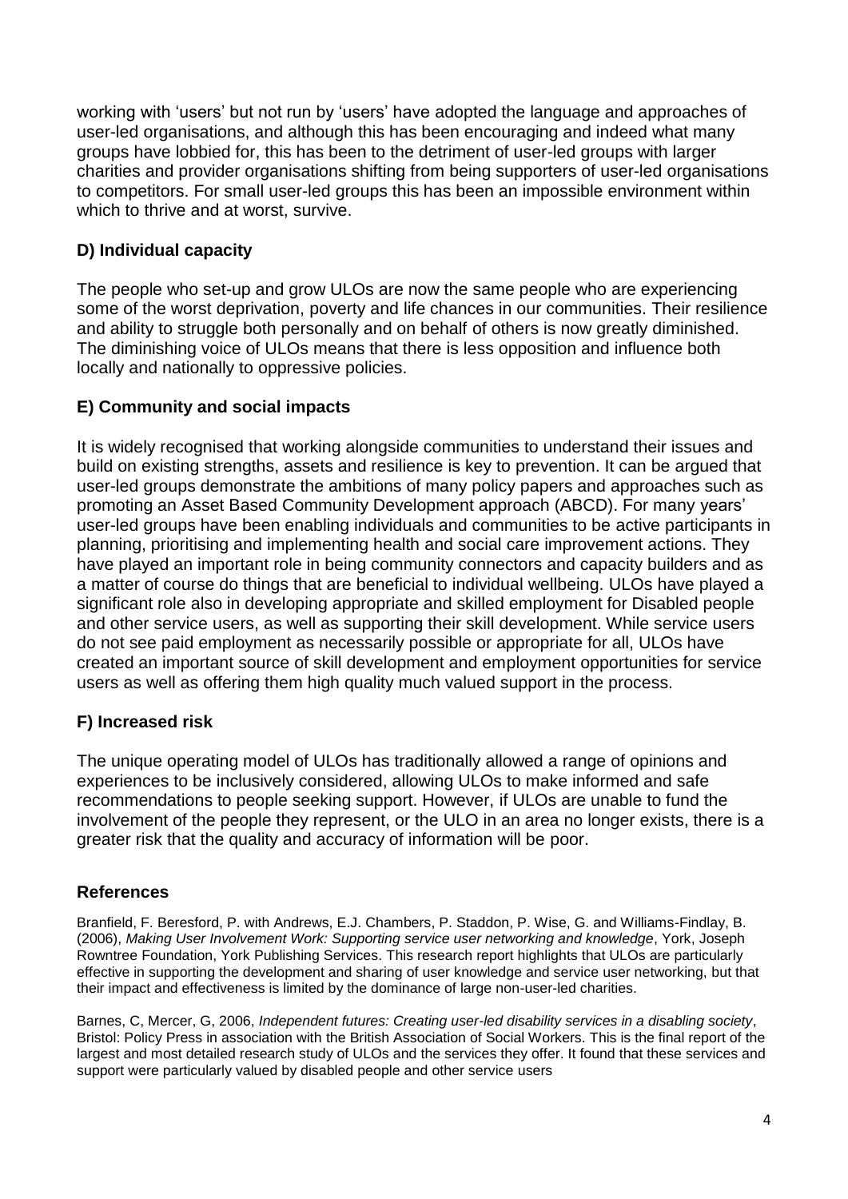working with 'users' but not run by 'users' have adopted the language and approaches of user-led organisations, and although this has been encouraging and indeed what many groups have lobbied for, this has been to the detriment of user-led groups with larger charities and provider organisations shifting from being supporters of user-led organisations to competitors. For small user-led groups this has been an impossible environment within which to thrive and at worst, survive.

### D) Individual capacity

The people who set-up and grow ULOs are now the same people who are experiencing some of the worst deprivation, poverty and life chances in our communities. Their resilience and ability to struggle both personally and on behalf of others is now greatly diminished. The diminishing voice of ULOs means that there is less opposition and influence both locally and nationally to oppressive policies.

### E) Community and social impacts

It is widely recognised that working alongside communities to understand their issues and build on existing strengths, assets and resilience is key to prevention. It can be argued that user-led groups demonstrate the ambitions of many policy papers and approaches such as promoting an Asset Based Community Development approach (ABCD). For many years' user-led groups have been enabling individuals and communities to be active participants in planning, prioritising and implementing health and social care improvement actions. They have played an important role in being community connectors and capacity builders and as a matter of course do things that are beneficial to individual wellbeing. ULOs have played a significant role also in developing appropriate and skilled employment for Disabled people and other service users, as well as supporting their skill development. While service users do not see paid employment as necessarily possible or appropriate for all, ULOs have created an important source of skill development and employment opportunities for service users as well as offering them high quality much valued support in the process.

### F) Increased risk

The unique operating model of ULOs has traditionally allowed a range of opinions and experiences to be inclusively considered, allowing ULOs to make informed and safe recommendations to people seeking support. However, if ULOs are unable to fund the involvement of the people they represent, or the ULO in an area no longer exists, there is a greater risk that the quality and accuracy of information will be poor.

### References

Branfield, F. Beresford, P. with Andrews, E.J. Chambers, P. Staddon, P. Wise, G. and Williams-Findlay, B. (2006), *Making User Involvement Work: Supporting service user networking and knowledge*, York, Joseph Rowntree Foundation, York Publishing Services. This research report highlights that ULOs are particularly effective in supporting the development and sharing of user knowledge and service user networking, but that their impact and effectiveness is limited by the dominance of large non-user-led charities.

Barnes, C, Mercer, G, 2006, *Independent futures: Creating user-led disability services in a disabling society*, Bristol: Policy Press in association with the British Association of Social Workers. This is the final report of the largest and most detailed research study of ULOs and the services they offer. It found that these services and support were particularly valued by disabled people and other service users